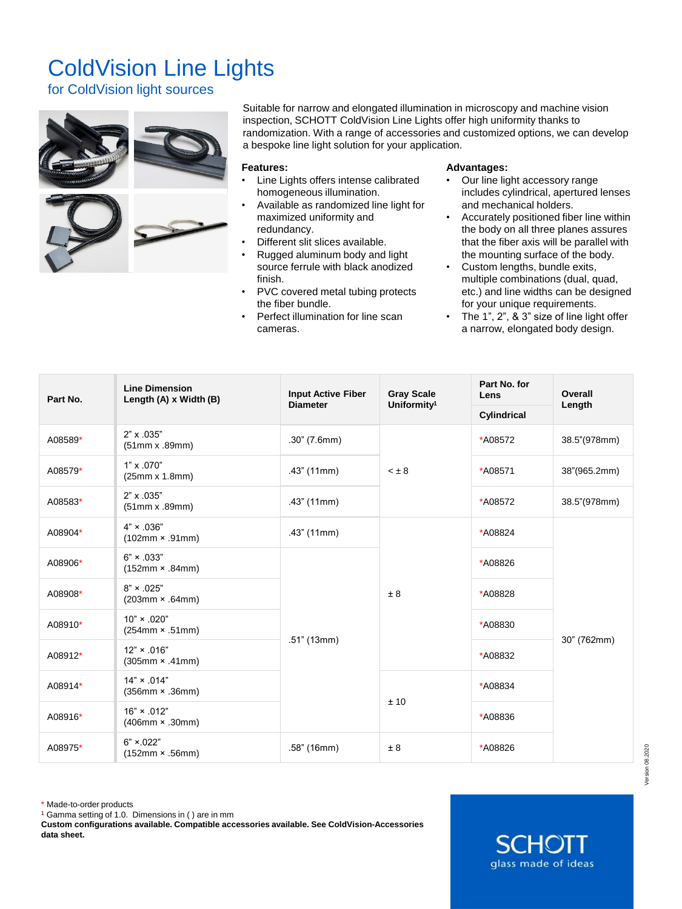# ColdVision Line Lights

## for ColdVision light sources

Suitable for narrow and elongated illumination in microscopy and machine vision inspection, SCHOTT ColdVision Line Lights offer high uniformity thanks to randomization. With a range of accessories and customized options, we can develop a bespoke line light solution for your application.

**Features:**

- Line Lights offers intense calibrated homogeneous illumination.
- Available as randomized line light for maximized uniformity and redundancy.
- Different slit slices available.
- Rugged aluminum body and light source ferrule with black anodized finish.
- PVC covered metal tubing protects the fiber bundle.
- Perfect illumination for line scan cameras.

**Advantages:**

- Our line light accessory range includes cylindrical, apertured lenses and mechanical holders.
- Accurately positioned fiber line within the body on all three planes assures that the fiber axis will be parallel with the mounting surface of the body.
- Custom lengths, bundle exits, multiple combinations (dual, quad, etc.) and line widths can be designed for your unique requirements.
- The 1", 2", & 3" size of line light offer a narrow, elongated body design.

| Part No. | Line Dimension Length (A) x Width (B) | Input Active Fiber Diameter | Gray Scale Uniformity[1] | Part No. for Lens | Overall Length |
|---|---|---|---|---|---|
| | | | | Cylindrical | |
| A08589* | 2" x .035" (51mm x .89mm) | .30" (7.6mm) | < ± 8 | *A08572 | 38.5"(978mm) |
| A08579* | 1" x .070" (25mm x 1.8mm) | .43" (11mm) | < ± 8 | *A08571 | 38"(965.2mm) |
| A08583* | 2" x .035" (51mm x .89mm) | .43" (11mm) | < ± 8 | *A08572 | 38.5"(978mm) |
| A08904* | 4" × .036" (102mm × .91mm) | .43" (11mm) | ± 8 | *A08824 | 30" (762mm) |
| A08906* | 6" × .033" (152mm × .84mm) | .51" (13mm) | ± 8 | *A08826 | 30" (762mm) |
| A08908* | 8" × .025" (203mm × .64mm) | .51" (13mm) | ± 8 | *A08828 | 30" (762mm) |
| A08910* | 10" × .020" (254mm × .51mm) | .51" (13mm) | ± 8 | *A08830 | 30" (762mm) |
| A08912* | 12" × .016" (305mm × .41mm) | .51" (13mm) | ± 8 | *A08832 | 30" (762mm) |
| A08914* | 14" × .014" (356mm × .36mm) | .51" (13mm) | ± 10 | *A08834 | 30" (762mm) |
| A08916* | 16" × .012" (406mm × .30mm) | .51" (13mm) | ± 10 | *A08836 | 30" (762mm) |
| A08975* | 6" ×.022" (152mm × .56mm) | .58" (16mm) | ± 8 | *A08826 | 30" (762mm) |

\* Made-to-order products

[1] Gamma setting of 1.0. Dimensions in ( ) are in mm

**Custom configurations available. Compatible accessories available. See ColdVision-Accessories data sheet.**

SCHOTT
glass made of ideas

Version 08 2020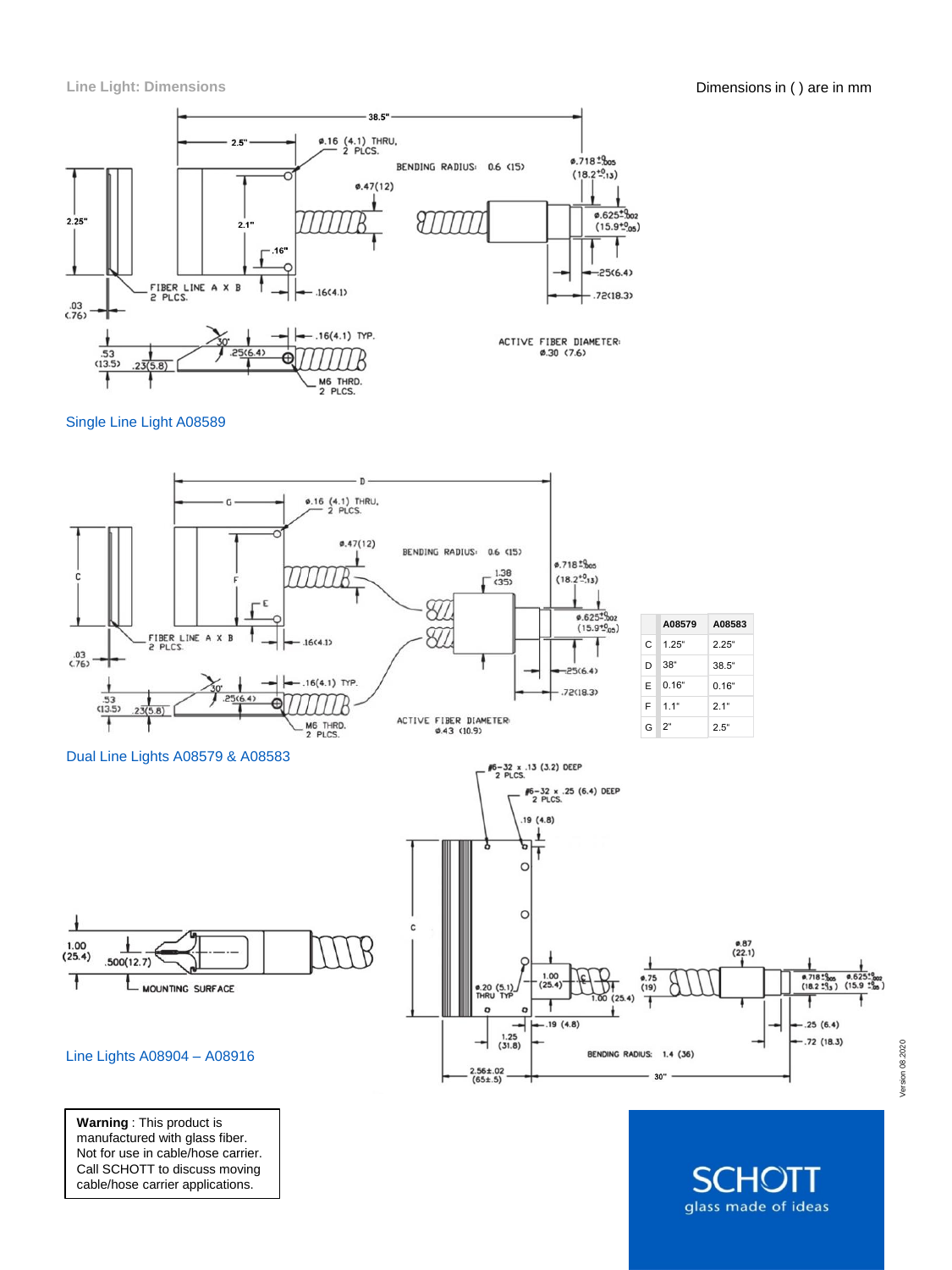## Line Light: Dimensions

Dimensions in ( ) are in mm

38.5"

2.5"

ø.16 (4.1) THRU, 2 PLCS.

BENDING RADIUS: 0.6 (15)

ø.718 $^{+0}_{-.005}$ (18.2 $^{+0}_{-.13}$)

ø.47(12)

2.25"

2.1"

ø.625 $^{+0}_{-.002}$ (15.9 $^{+0}_{-.05}$)

.16"

.25(6.4)

FIBER LINE A X B 2 PLCS.

.16(4.1)

.72(18.3)

.03 (.76)

.16(4.1) TYP.

30°

.53 (13.5)

.23(5.8)

.25(6.4)

M6 THRD. 2 PLCS.

ACTIVE FIBER DIAMETER: ø.30 (7.6)

Single Line Light A08589

D

G

ø.16 (4.1) THRU, 2 PLCS.

ø.47(12)

BENDING RADIUS: 0.6 (15)

1.38 (35)

ø.718 $^{+0}_{-.005}$ (18.2 $^{+0}_{-.13}$)

C

F

E

ø.625 $^{+0}_{-.002}$ (15.9 $^{+0}_{-.05}$)

FIBER LINE A X B 2 PLCS.

.16(4.1)

.25(6.4)

.03 (.76)

.72(18.3)

.16(4.1) TYP.

30°

.53 (13.5)

.23(5.8)

.25(6.4)

M6 THRD. 2 PLCS.

ACTIVE FIBER DIAMETER: ø.43 (10.9)

| | A08579 | A08583 |
|---|---|---|
| C | 1.25" | 2.25" |
| D | 38" | 38.5" |
| E | 0.16" | 0.16" |
| F | 1.1" | 2.1" |
| G | 2" | 2.5" |

Dual Line Lights A08579 & A08583

#6-32 x .13 (3.2) DEEP 2 PLCS.

#6-32 x .25 (6.4) DEEP 2 PLCS.

.19 (4.8)

1.00 (25.4)

.500(12.7)

MOUNTING SURFACE

C

ø.87 (22.1)

ø.20 (5.1) THRU TYP

1.00 (25.4)

ø.75 (19)

ø.718 $^{+0}_{-.005}$ (18.2 $^{+0}_{-.13}$)

ø.625 $^{+0}_{-.002}$ (15.9 $^{+0}_{-.05}$)

1.00 (25.4)

.19 (4.8)

.25 (6.4)

1.25 (31.8)

.72 (18.3)

BENDING RADIUS: 1.4 (36)

2.56±.02 (65±.5)

30"

Line Lights A08904 – A08916

Version 08.2020

**Warning** : This product is manufactured with glass fiber. Not for use in cable/hose carrier. Call SCHOTT to discuss moving cable/hose carrier applications.

SCHOTT glass made of ideas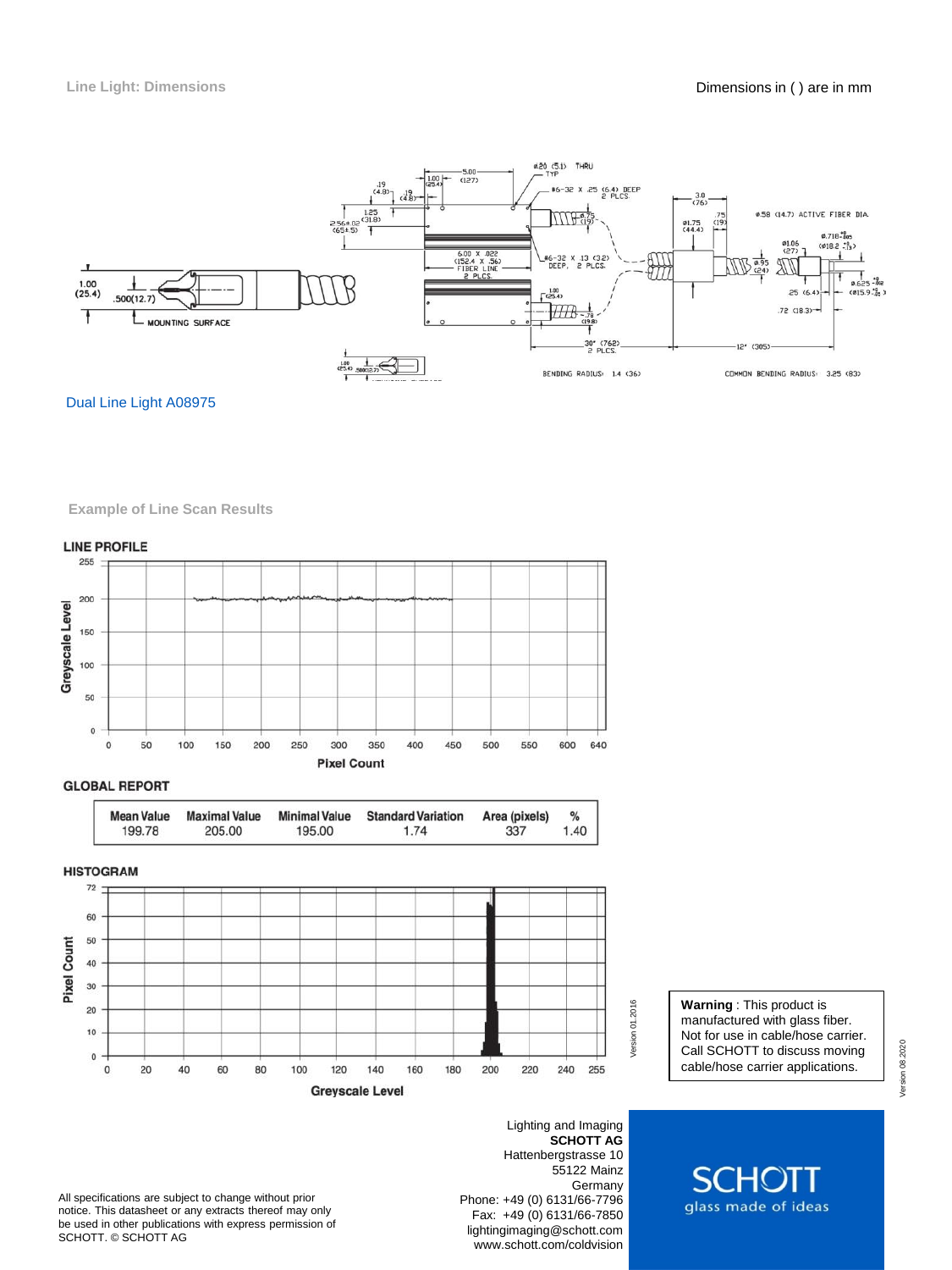## Line Light: Dimensions

Dimensions in ( ) are in mm

1.00 (25.4)
.500(12.7)
MOUNTING SURFACE

.19 (4.8)
.19 (4.8)
1.00 (25.4)
5.00 (127)
ø.20 (5.1) THRU TYP
#6-32 X .25 (6.4) DEEP 2 PLCS.
1.25 (31.8)
2.56±.02 (65±.5)
ø.75 (19)
6.00 X .022 (152.4 X .56) FIBER LINE 2 PLCS.
#6-32 X .13 (3.2) DEEP, 2 PLCS.
1.00 (25.4)
.78 (19.8)
30" (762) 2 PLCS.
BENDING RADIUS: 1.4 (36)
3.0 (76)
ø1.75 (44.4)
.75 (19)
ø.58 (14.7) ACTIVE FIBER DIA.
ø.718 (ø18.2)
ø1.06 (27)
ø.95 (24)
.25 (6.4)
ø.625 (ø15.9)
.72 (18.3)
12" (305)
COMMON BENDING RADIUS: 3.25 (83)

Dual Line Light A08975

## Example of Line Scan Results

LINE PROFILE

Greyscale Level
255
200
150
100
50
0
0 50 100 150 200 250 300 350 400 450 500 550 600 640
Pixel Count

GLOBAL REPORT

| Mean Value | Maximal Value | Minimal Value | Standard Variation | Area (pixels) | % |
|---|---|---|---|---|---|
| 199.78 | 205.00 | 195.00 | 1.74 | 337 | 1.40 |

HISTOGRAM

Pixel Count
72
60
50
40
30
20
10
0
0 20 40 60 80 100 120 140 160 180 200 220 240 255
Greyscale Level

Version 01.2016

**Warning** : This product is manufactured with glass fiber. Not for use in cable/hose carrier. Call SCHOTT to discuss moving cable/hose carrier applications.

Version 08.2020

All specifications are subject to change without prior notice. This datasheet or any extracts thereof may only be used in other publications with express permission of SCHOTT. © SCHOTT AG

Lighting and Imaging
**SCHOTT AG**
Hattenbergstrasse 10
55122 Mainz
Germany
Phone: +49 (0) 6131/66-7796
Fax: +49 (0) 6131/66-7850
lightingimaging@schott.com
www.schott.com/coldvision

SCHOTT
glass made of ideas